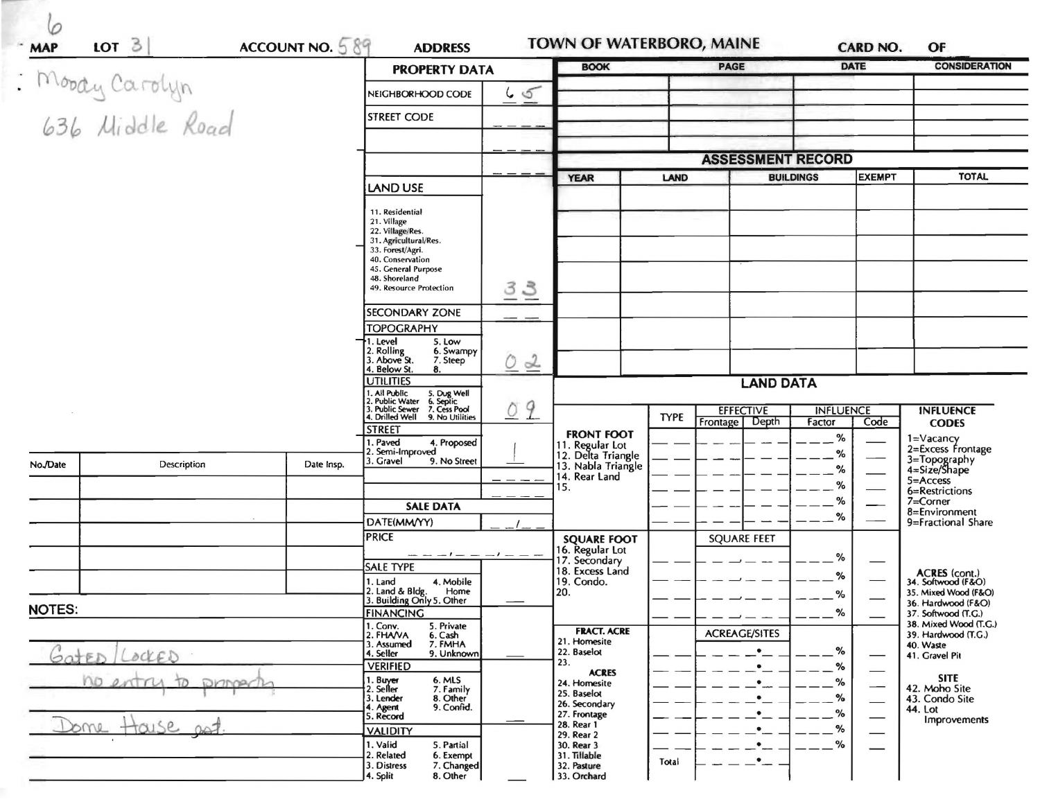# TOWN OF WATERBORO, MAINE

**MAP** 6 **LOT** 31 **ACCOUNT NO.** 589 **ADDRESS** **CARD NO.** **OF**

Moody Carolyn
636 Middle Road

## PROPERTY DATA

| Field | Value |
|---|---|
| NEIGHBORHOOD CODE | 65 |
| STREET CODE | |
| LAND USE (11. Residential, 21. Village, 22. Village/Res., 31. Agricultural/Res., 33. Forest/Agri., 40. Conservation, 45. General Purpose, 48. Shoreland, 49. Resource Protection) | 33 |
| SECONDARY ZONE | |
| TOPOGRAPHY (1. Level, 2. Rolling, 3. Above St., 4. Below St., 5. Low, 6. Swampy, 7. Steep, 8.) | 02 |
| UTILITIES (1. All Public, 2. Public Water, 3. Public Sewer, 4. Drilled Well, 5. Dug Well, 6. Septic, 7. Cess Pool, 9. No Utilities) | 09 |
| STREET (1. Paved, 2. Semi-Improved, 3. Gravel, 4. Proposed, 9. No Street) | 1 |

## SALE DATA

| Field | Value |
|---|---|
| DATE(MM/YY) | |
| PRICE | |
| SALE TYPE (1. Land, 2. Land & Bldg., 3. Building Only, 4. Mobile Home, 5. Other) | |
| FINANCING (1. Conv., 2. FHA/VA, 3. Assumed, 4. Seller, 5. Private, 6. Cash, 7. FMHA, 9. Unknown) | |
| VERIFIED (1. Buyer, 2. Seller, 3. Lender, 4. Agent, 5. Record, 6. MLS, 7. Family, 8. Other, 9. Confid.) | |
| VALIDITY (1. Valid, 2. Related, 3. Distress, 4. Split, 5. Partial, 6. Exempt, 7. Changed, 8. Other) | |

| BOOK | PAGE | DATE | CONSIDERATION |
|---|---|---|---|
| | | | |

## ASSESSMENT RECORD

| YEAR | LAND | BUILDINGS | EXEMPT | TOTAL |
|---|---|---|---|---|
| | | | | |

## LAND DATA

| | TYPE | EFFECTIVE Frontage | EFFECTIVE Depth | INFLUENCE Factor | INFLUENCE Code |
|---|---|---|---|---|---|
| **FRONT FOOT** 11. Regular Lot, 12. Delta Triangle, 13. Nabla Triangle, 14. Rear Land, 15. | | | | % | |
| **SQUARE FOOT** 16. Regular Lot, 17. Secondary, 18. Excess Land, 19. Condo., 20. | | SQUARE FEET | | % | |
| **FRACT. ACRE** 21. Homesite, 22. Baselot, 23. **ACRES** 24. Homesite, 25. Baselot, 26. Secondary, 27. Frontage, 28. Rear 1, 29. Rear 2, 30. Rear 3, 31. Tillable, 32. Pasture, 33. Orchard | Total | ACREAGE/SITES | | % | |

**INFLUENCE CODES**
1=Vacancy
2=Excess Frontage
3=Topography
4=Size/Shape
5=Access
6=Restrictions
7=Corner
8=Environment
9=Fractional Share

**ACRES (cont.)**
34. Softwood (F&O)
35. Mixed Wood (F&O)
36. Hardwood (F&O)
37. Softwood (T.G.)
38. Mixed Wood (T.G.)
39. Hardwood (T.G.)
40. Waste
41. Gravel Pit

**SITE**
42. Moho Site
43. Condo Site
44. Lot Improvements

| No./Date | Description | Date Insp. |
|---|---|---|
| | | |

**NOTES:**

Gated/Locked
no entry to property
Dome House est.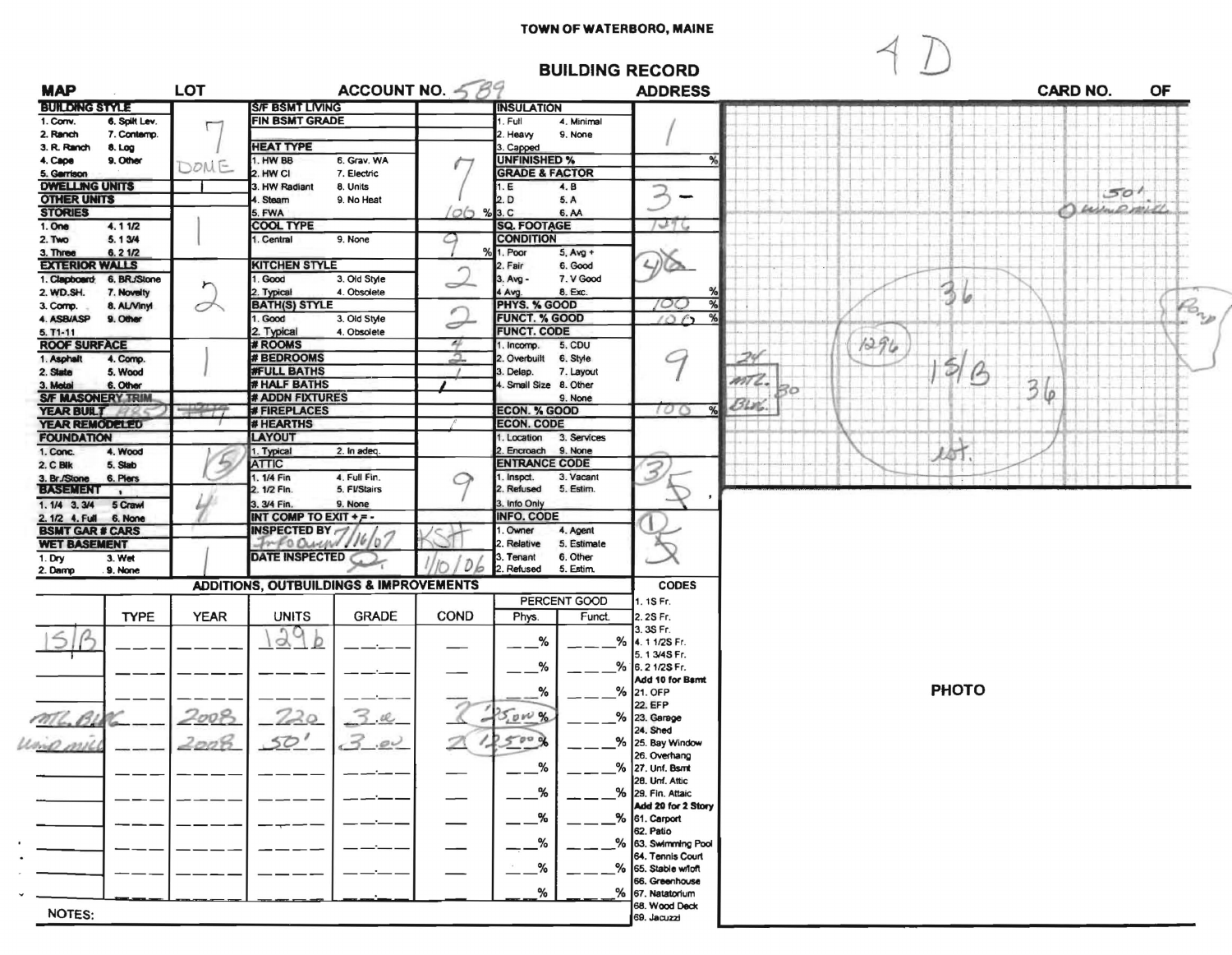# TOWN OF WATERBORO, MAINE

## BUILDING RECORD

4 D

**MAP** | **LOT** | **ACCOUNT NO.** 589 | **ADDRESS** | **CARD NO.** | **OF**

| | | | | | |
|---|---|---|---|---|---|
| **BUILDING STYLE** 1. Conv. 2. Ranch 3. R. Ranch 4. Cape 5. Garrison 6. Split Lev. 7. Contemp. 8. Log 9. Other | 7 DOME | **S/F BSMT LIVING** | | **INSULATION** 1. Full 2. Heavy 3. Capped 4. Minimal 9. None | 1 |
| **DWELLING UNITS** | 1 | **FIN BSMT GRADE** | | | |
| **OTHER UNITS** | | **HEAT TYPE** 1. HW BB 2. HW CI 3. HW Radiant 4. Steam 5. FWA 6. Grav. WA 7. Electric 8. Units 9. No Heat | 7 / 100 % | **UNFINISHED %** | % |
| **STORIES** 1. One 2. Two 3. Three 4. 1 1/2 5. 1 3/4 6. 2 1/2 | 1 | | | **GRADE & FACTOR** 1. E 2. D 3. C 4. B 5. A 6. AA | 3 - |
| | | **COOL TYPE** 1. Central 9. None | 9 % | **SQ. FOOTAGE** | 1296 |
| **EXTERIOR WALLS** 1. Clapboard 2. WD.SH. 3. Comp. 4. ASB/ASP 5. T1-11 6. BR./Stone 7. Novelty 8. AL/Vinyl 9. Other | 2 | **KITCHEN STYLE** 1. Good 2. Typical 3. Old Style 4. Obsolete | 2 | **CONDITION** 1. Poor 2. Fair 3. Avg - 4. Avg. 5. Avg + 6. Good 7. V Good 8. Exc. | (4) 6 |
| | | **BATH(S) STYLE** 1. Good 2. Typical 3. Old Style 4. Obsolete | 2 | **PHYS. % GOOD** | 100 % |
| | | | | **FUNCT. % GOOD** | 100 % |
| **ROOF SURFACE** 1. Asphalt 2. Slate 3. Metal 4. Comp. 5. Wood 6. Other | 1 | **# ROOMS** | 4 | **FUNCT. CODE** 1. Incomp. 2. Overbuilt 3. Delap. 4. Small Size 5. CDU 6. Style 7. Layout 8. Other 9. None | 9 |
| | | **# BEDROOMS** | 2 | | |
| | | **#FULL BATHS** | 1 | | |
| | | **# HALF BATHS** | / | | |
| **S/F MASONRY TRIM** | | **# ADDN FIXTURES** | | | |
| **YEAR BUILT** | 1985 1977 | **# FIREPLACES** | | **ECON. % GOOD** | 100 % |
| **YEAR REMODELED** | | **# HEARTHS** | / | **ECON. CODE** 1. Location 2. Encroach 3. Services 9. None | |
| **FOUNDATION** 1. Conc. 2. C Blk 3. Br./Stone 4. Wood 5. Slab 6. Piers | (5) | **LAYOUT** 1. Typical 2. In adeq. | | | |
| **BASEMENT** 1. 1/4 2. 1/2 3. 3/4 4. Full 5 Crawl 6. None | 4 | **ATTIC** 1. 1/4 Fin 2. 1/2 Fin. 3. 3/4 Fin. 4. Full Fin. 5. Fl/Stairs 9. None | 9 | **ENTRANCE CODE** 1. Inspct. 2. Refused 3. Info Only 3. Vacant 5. Estim. | (3) 5 |
| **BSMT GAR # CARS** | | **INT COMP TO EXIT + = -** | | **INFO. CODE** 1. Owner 2. Relative 3. Tenant 2. Refused 4. Agent 5. Estimate 6. Other 5. Estim. | (1) 5 |
| **WET BASEMENT** 1. Dry 2. Damp 3. Wet 9. None | 1 | **INSPECTED BY** Info Only 7/16/07 | KSH | | |
| | | **DATE INSPECTED** | 1/10/06 | | |

Sketch notes: 50' wind mill; 36; 1296; 15/B; 36; lot; 24 MTL. BLDG. 30; Pond

### ADDITIONS, OUTBUILDINGS & IMPROVEMENTS

| TYPE | | YEAR | UNITS | GRADE | COND | PERCENT GOOD Phys. | Funct. |
|---|---|---|---|---|---|---|---|
| 15/B | | | 1296 | | | % | % |
| | | | | | | % | % |
| | | | | | | % | % |
| MTL. BLDG | | 2008 | 720 | 3.0 | 2 | 25,000 % | % |
| wind mill | | 2008 | 50' | 3.0 | 2 | 12,500 % | % |
| | | | | | | % | % |
| | | | | | | % | % |
| | | | | | | % | % |
| | | | | | | % | % |
| | | | | | | % | % |
| | | | | | | % | % |

**CODES**
1. 1S Fr.
2. 2S Fr.
3. 3S Fr.
4. 1 1/2S Fr.
5. 1 3/4S Fr.
6. 2 1/2S Fr.

**Add 10 for Bsmt**
21. OFP
22. EFP
23. Garage
24. Shed
25. Bay Window
26. Overhang
27. Unf. Bsmt
28. Unf. Attic
29. Fin. Attaic

**Add 20 for 2 Story**
61. Carport
62. Patio
63. Swimming Pool
64. Tennis Court
65. Stable w/loft
66. Greenhouse
67. Natatorium
68. Wood Deck
69. Jacuzzi

**NOTES:**

PHOTO